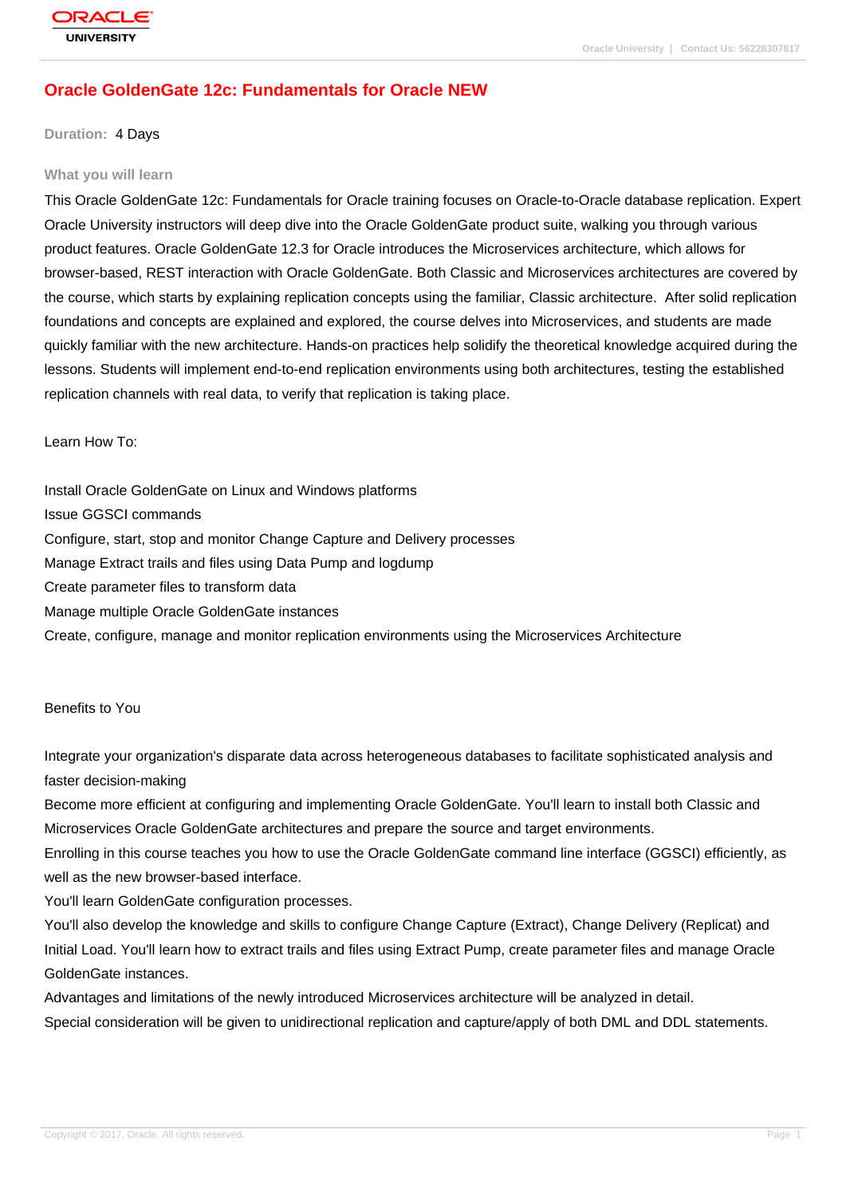# Oracle GoldenGate 12c: Fundamentals for Oracle NEW

**Duration:** 4 Days

## What you will learn

This Oracle GoldenGate 12c: Fundamentals for Oracle training focuses on Oracle-to-Oracle database replication. Expert Oracle University instructors will deep dive into the Oracle GoldenGate product suite, walking you through various product features. Oracle GoldenGate 12.3 for Oracle introduces the Microservices architecture, which allows for browser-based, REST interaction with Oracle GoldenGate. Both Classic and Microservices architectures are covered by the course, which starts by explaining replication concepts using the familiar, Classic architecture. After solid replication foundations and concepts are explained and explored, the course delves into Microservices, and students are made quickly familiar with the new architecture. Hands-on practices help solidify the theoretical knowledge acquired during the lessons. Students will implement end-to-end replication environments using both architectures, testing the established replication channels with real data, to verify that replication is taking place.

Learn How To:

Install Oracle GoldenGate on Linux and Windows platforms
Issue GGSCI commands
Configure, start, stop and monitor Change Capture and Delivery processes
Manage Extract trails and files using Data Pump and logdump
Create parameter files to transform data
Manage multiple Oracle GoldenGate instances
Create, configure, manage and monitor replication environments using the Microservices Architecture

Benefits to You

Integrate your organization's disparate data across heterogeneous databases to facilitate sophisticated analysis and faster decision-making
Become more efficient at configuring and implementing Oracle GoldenGate. You'll learn to install both Classic and Microservices Oracle GoldenGate architectures and prepare the source and target environments.
Enrolling in this course teaches you how to use the Oracle GoldenGate command line interface (GGSCI) efficiently, as well as the new browser-based interface.
You'll learn GoldenGate configuration processes.
You'll also develop the knowledge and skills to configure Change Capture (Extract), Change Delivery (Replicat) and Initial Load. You'll learn how to extract trails and files using Extract Pump, create parameter files and manage Oracle GoldenGate instances.
Advantages and limitations of the newly introduced Microservices architecture will be analyzed in detail.
Special consideration will be given to unidirectional replication and capture/apply of both DML and DDL statements.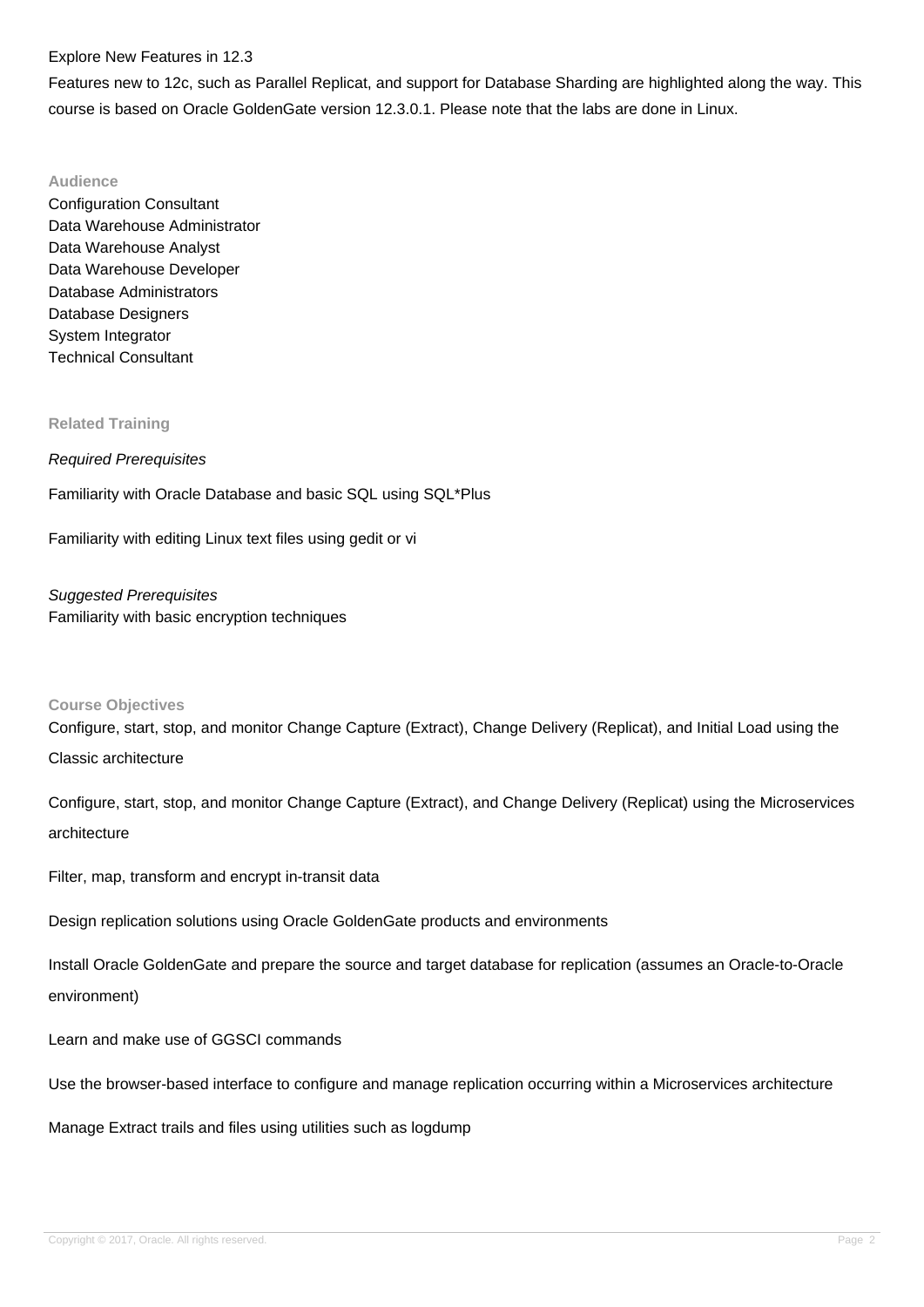Explore New Features in 12.3

Features new to 12c, such as Parallel Replicat, and support for Database Sharding are highlighted along the way. This course is based on Oracle GoldenGate version 12.3.0.1. Please note that the labs are done in Linux.

### Audience

Configuration Consultant
Data Warehouse Administrator
Data Warehouse Analyst
Data Warehouse Developer
Database Administrators
Database Designers
System Integrator
Technical Consultant

### Related Training

*Required Prerequisites*

Familiarity with Oracle Database and basic SQL using SQL*Plus

Familiarity with editing Linux text files using gedit or vi

*Suggested Prerequisites*

Familiarity with basic encryption techniques

### Course Objectives

Configure, start, stop, and monitor Change Capture (Extract), Change Delivery (Replicat), and Initial Load using the Classic architecture

Configure, start, stop, and monitor Change Capture (Extract), and Change Delivery (Replicat) using the Microservices architecture

Filter, map, transform and encrypt in-transit data

Design replication solutions using Oracle GoldenGate products and environments

Install Oracle GoldenGate and prepare the source and target database for replication (assumes an Oracle-to-Oracle environment)

Learn and make use of GGSCI commands

Use the browser-based interface to configure and manage replication occurring within a Microservices architecture

Manage Extract trails and files using utilities such as logdump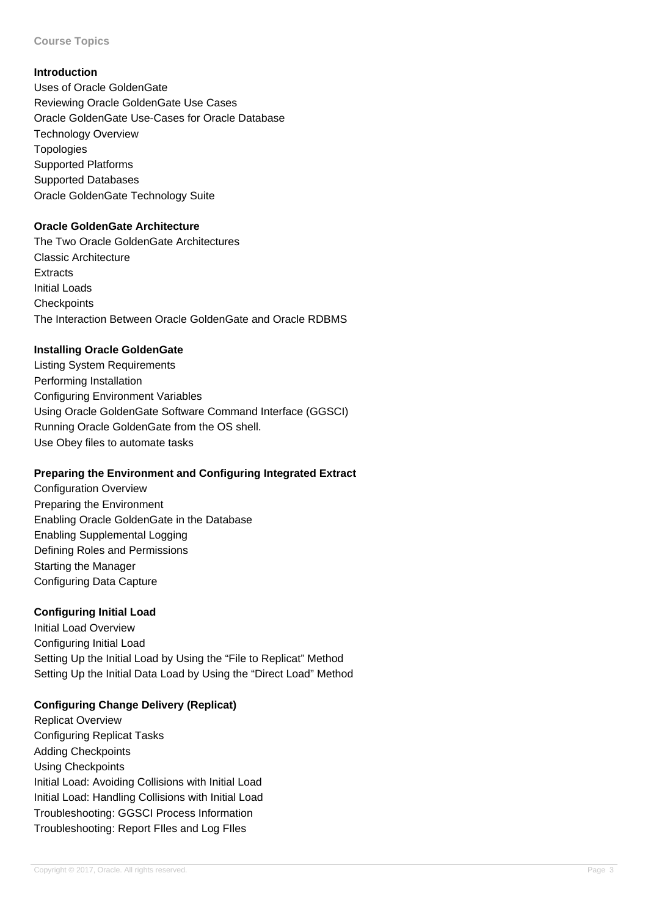**Course Topics**

**Introduction**

Uses of Oracle GoldenGate
Reviewing Oracle GoldenGate Use Cases
Oracle GoldenGate Use-Cases for Oracle Database
Technology Overview
Topologies
Supported Platforms
Supported Databases
Oracle GoldenGate Technology Suite

**Oracle GoldenGate Architecture**

The Two Oracle GoldenGate Architectures
Classic Architecture
Extracts
Initial Loads
Checkpoints
The Interaction Between Oracle GoldenGate and Oracle RDBMS

**Installing Oracle GoldenGate**

Listing System Requirements
Performing Installation
Configuring Environment Variables
Using Oracle GoldenGate Software Command Interface (GGSCI)
Running Oracle GoldenGate from the OS shell.
Use Obey files to automate tasks

**Preparing the Environment and Configuring Integrated Extract**

Configuration Overview
Preparing the Environment
Enabling Oracle GoldenGate in the Database
Enabling Supplemental Logging
Defining Roles and Permissions
Starting the Manager
Configuring Data Capture

**Configuring Initial Load**

Initial Load Overview
Configuring Initial Load
Setting Up the Initial Load by Using the “File to Replicat” Method
Setting Up the Initial Data Load by Using the “Direct Load” Method

**Configuring Change Delivery (Replicat)**

Replicat Overview
Configuring Replicat Tasks
Adding Checkpoints
Using Checkpoints
Initial Load: Avoiding Collisions with Initial Load
Initial Load: Handling Collisions with Initial Load
Troubleshooting: GGSCI Process Information
Troubleshooting: Report FIles and Log FIles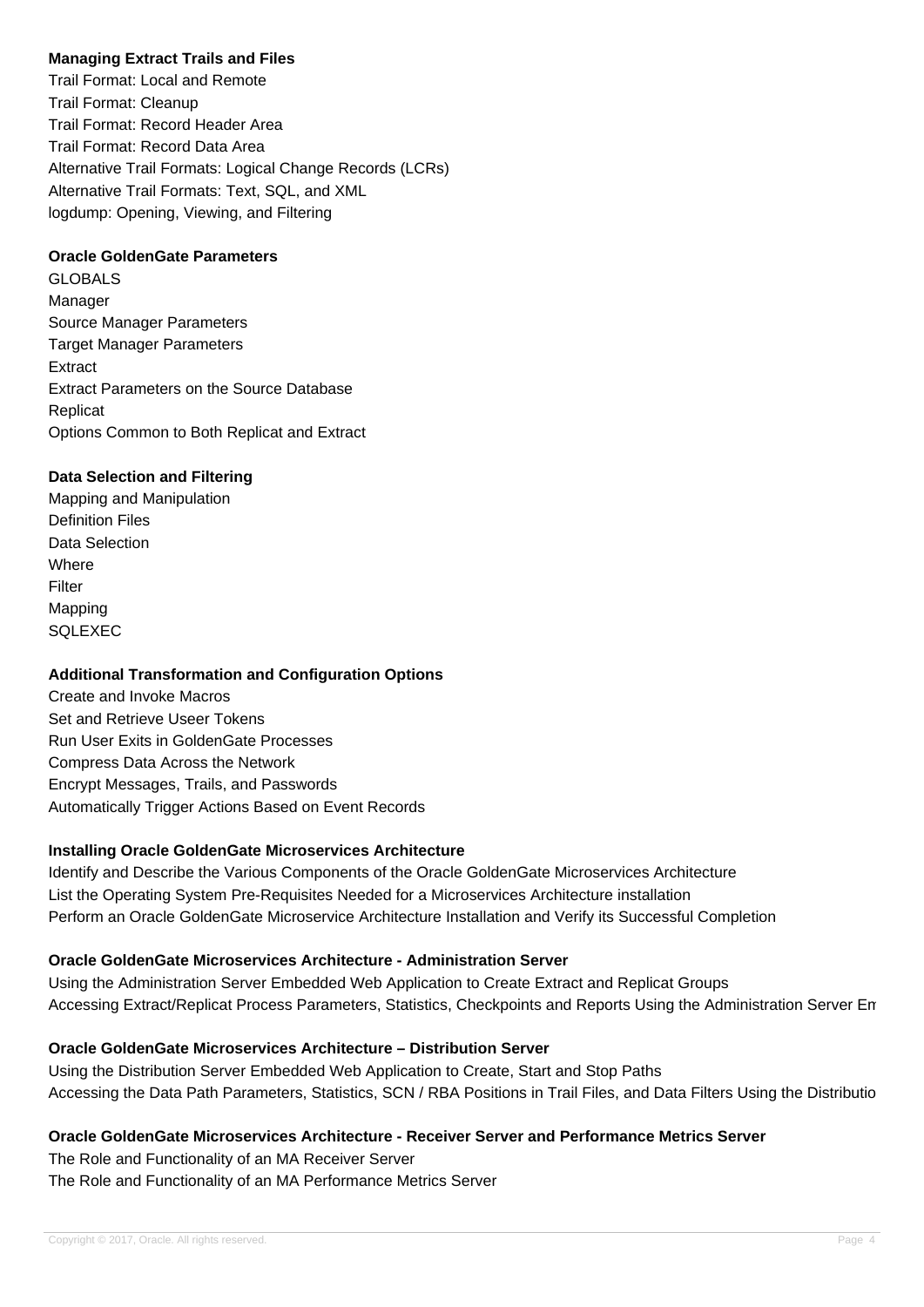**Managing Extract Trails and Files**

Trail Format: Local and Remote
Trail Format: Cleanup
Trail Format: Record Header Area
Trail Format: Record Data Area
Alternative Trail Formats: Logical Change Records (LCRs)
Alternative Trail Formats: Text, SQL, and XML
logdump: Opening, Viewing, and Filtering

**Oracle GoldenGate Parameters**

GLOBALS
Manager
Source Manager Parameters
Target Manager Parameters
Extract
Extract Parameters on the Source Database
Replicat
Options Common to Both Replicat and Extract

**Data Selection and Filtering**

Mapping and Manipulation
Definition Files
Data Selection
Where
Filter
Mapping
SQLEXEC

**Additional Transformation and Configuration Options**

Create and Invoke Macros
Set and Retrieve Useer Tokens
Run User Exits in GoldenGate Processes
Compress Data Across the Network
Encrypt Messages, Trails, and Passwords
Automatically Trigger Actions Based on Event Records

**Installing Oracle GoldenGate Microservices Architecture**

Identify and Describe the Various Components of the Oracle GoldenGate Microservices Architecture
List the Operating System Pre-Requisites Needed for a Microservices Architecture installation
Perform an Oracle GoldenGate Microservice Architecture Installation and Verify its Successful Completion

**Oracle GoldenGate Microservices Architecture - Administration Server**

Using the Administration Server Embedded Web Application to Create Extract and Replicat Groups
Accessing Extract/Replicat Process Parameters, Statistics, Checkpoints and Reports Using the Administration Server Em

**Oracle GoldenGate Microservices Architecture – Distribution Server**

Using the Distribution Server Embedded Web Application to Create, Start and Stop Paths
Accessing the Data Path Parameters, Statistics, SCN / RBA Positions in Trail Files, and Data Filters Using the Distributio

**Oracle GoldenGate Microservices Architecture - Receiver Server and Performance Metrics Server**

The Role and Functionality of an MA Receiver Server
The Role and Functionality of an MA Performance Metrics Server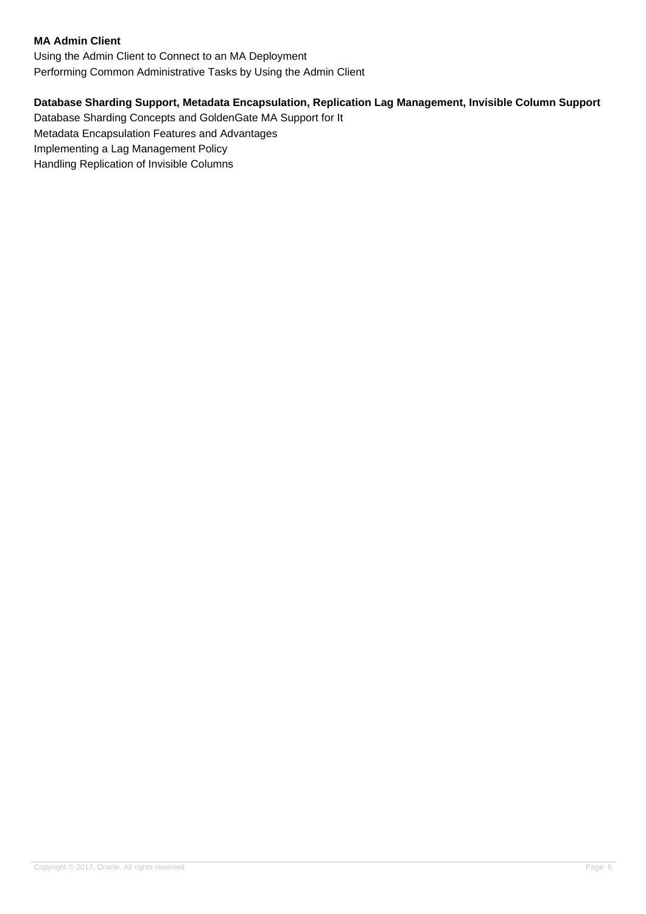**MA Admin Client**

Using the Admin Client to Connect to an MA Deployment
Performing Common Administrative Tasks by Using the Admin Client

**Database Sharding Support, Metadata Encapsulation, Replication Lag Management, Invisible Column Support**

Database Sharding Concepts and GoldenGate MA Support for It
Metadata Encapsulation Features and Advantages
Implementing a Lag Management Policy
Handling Replication of Invisible Columns